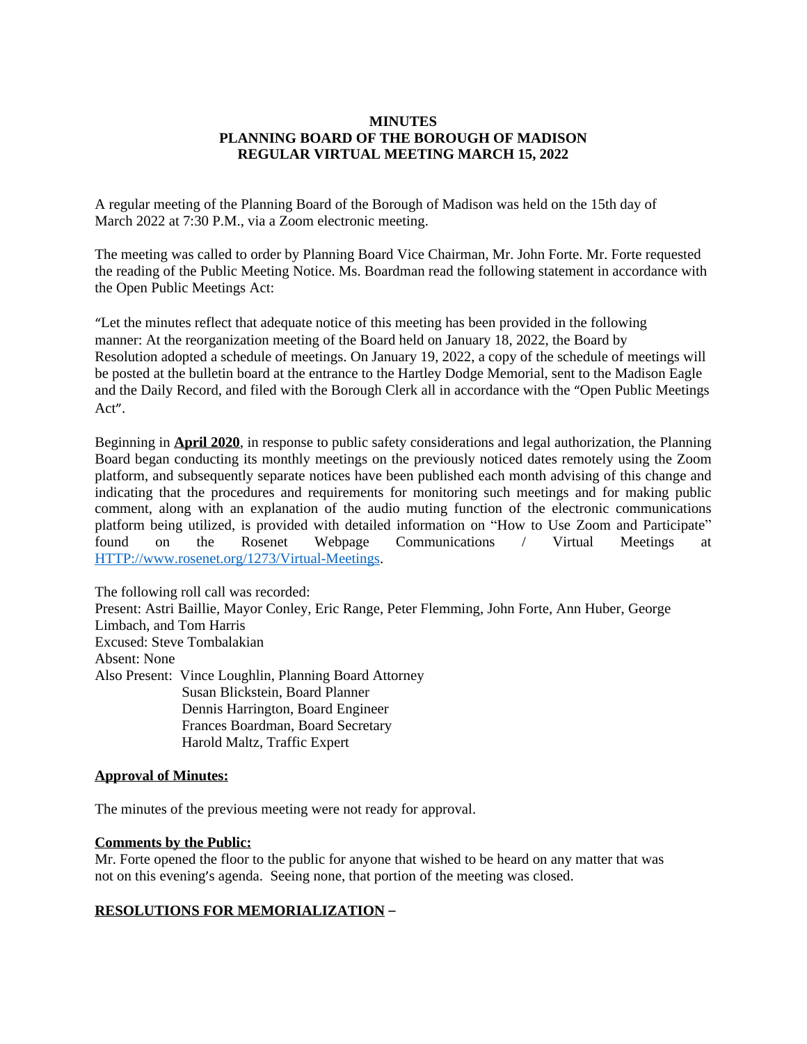**MINUTES**
**PLANNING BOARD OF THE BOROUGH OF MADISON**
**REGULAR VIRTUAL MEETING MARCH 15, 2022**

A regular meeting of the Planning Board of the Borough of Madison was held on the 15th day of March 2022 at 7:30 P.M., via a Zoom electronic meeting.

The meeting was called to order by Planning Board Vice Chairman, Mr. John Forte. Mr. Forte requested the reading of the Public Meeting Notice. Ms. Boardman read the following statement in accordance with the Open Public Meetings Act:

"Let the minutes reflect that adequate notice of this meeting has been provided in the following manner: At the reorganization meeting of the Board held on January 18, 2022, the Board by Resolution adopted a schedule of meetings. On January 19, 2022, a copy of the schedule of meetings will be posted at the bulletin board at the entrance to the Hartley Dodge Memorial, sent to the Madison Eagle and the Daily Record, and filed with the Borough Clerk all in accordance with the "Open Public Meetings Act".

Beginning in **April 2020**, in response to public safety considerations and legal authorization, the Planning Board began conducting its monthly meetings on the previously noticed dates remotely using the Zoom platform, and subsequently separate notices have been published each month advising of this change and indicating that the procedures and requirements for monitoring such meetings and for making public comment, along with an explanation of the audio muting function of the electronic communications platform being utilized, is provided with detailed information on "How to Use Zoom and Participate" found on the Rosenet Webpage Communications / Virtual Meetings at HTTP://www.rosenet.org/1273/Virtual-Meetings.

The following roll call was recorded:
Present: Astri Baillie, Mayor Conley, Eric Range, Peter Flemming, John Forte, Ann Huber, George Limbach, and Tom Harris
Excused: Steve Tombalakian
Absent: None
Also Present: Vince Loughlin, Planning Board Attorney
Susan Blickstein, Board Planner
Dennis Harrington, Board Engineer
Frances Boardman, Board Secretary
Harold Maltz, Traffic Expert

**Approval of Minutes:**

The minutes of the previous meeting were not ready for approval.

**Comments by the Public:**
Mr. Forte opened the floor to the public for anyone that wished to be heard on any matter that was not on this evening's agenda. Seeing none, that portion of the meeting was closed.

**RESOLUTIONS FOR MEMORIALIZATION –**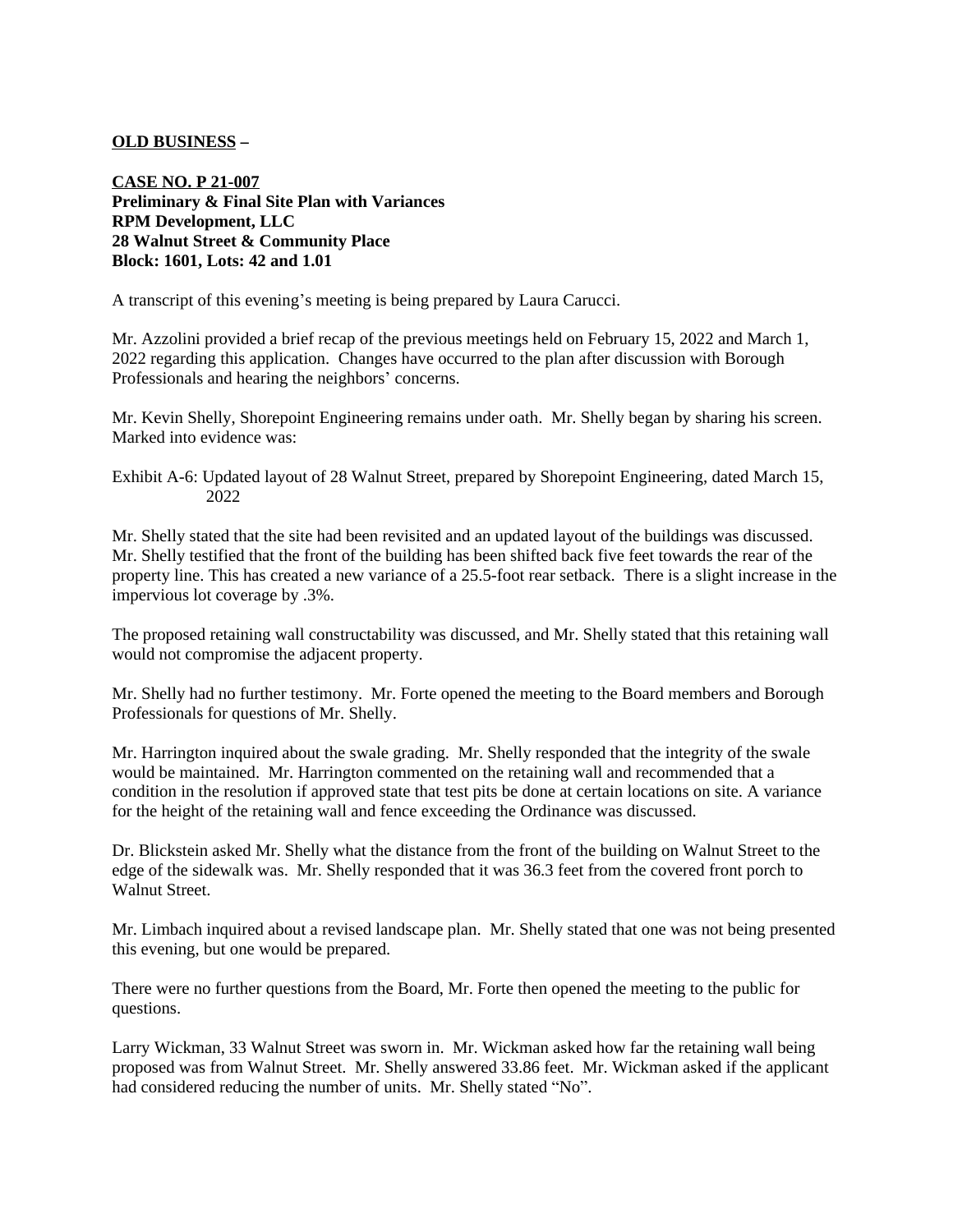**<u>OLD BUSINESS</u> –**

**<u>CASE NO. P 21-007</u>**
**Preliminary & Final Site Plan with Variances**
**RPM Development, LLC**
**28 Walnut Street & Community Place**
**Block: 1601, Lots: 42 and 1.01**

A transcript of this evening's meeting is being prepared by Laura Carucci.

Mr. Azzolini provided a brief recap of the previous meetings held on February 15, 2022 and March 1, 2022 regarding this application. Changes have occurred to the plan after discussion with Borough Professionals and hearing the neighbors' concerns.

Mr. Kevin Shelly, Shorepoint Engineering remains under oath. Mr. Shelly began by sharing his screen. Marked into evidence was:

Exhibit A-6: Updated layout of 28 Walnut Street, prepared by Shorepoint Engineering, dated March 15, 2022

Mr. Shelly stated that the site had been revisited and an updated layout of the buildings was discussed. Mr. Shelly testified that the front of the building has been shifted back five feet towards the rear of the property line. This has created a new variance of a 25.5-foot rear setback. There is a slight increase in the impervious lot coverage by .3%.

The proposed retaining wall constructability was discussed, and Mr. Shelly stated that this retaining wall would not compromise the adjacent property.

Mr. Shelly had no further testimony. Mr. Forte opened the meeting to the Board members and Borough Professionals for questions of Mr. Shelly.

Mr. Harrington inquired about the swale grading. Mr. Shelly responded that the integrity of the swale would be maintained. Mr. Harrington commented on the retaining wall and recommended that a condition in the resolution if approved state that test pits be done at certain locations on site. A variance for the height of the retaining wall and fence exceeding the Ordinance was discussed.

Dr. Blickstein asked Mr. Shelly what the distance from the front of the building on Walnut Street to the edge of the sidewalk was. Mr. Shelly responded that it was 36.3 feet from the covered front porch to Walnut Street.

Mr. Limbach inquired about a revised landscape plan. Mr. Shelly stated that one was not being presented this evening, but one would be prepared.

There were no further questions from the Board, Mr. Forte then opened the meeting to the public for questions.

Larry Wickman, 33 Walnut Street was sworn in. Mr. Wickman asked how far the retaining wall being proposed was from Walnut Street. Mr. Shelly answered 33.86 feet. Mr. Wickman asked if the applicant had considered reducing the number of units. Mr. Shelly stated "No".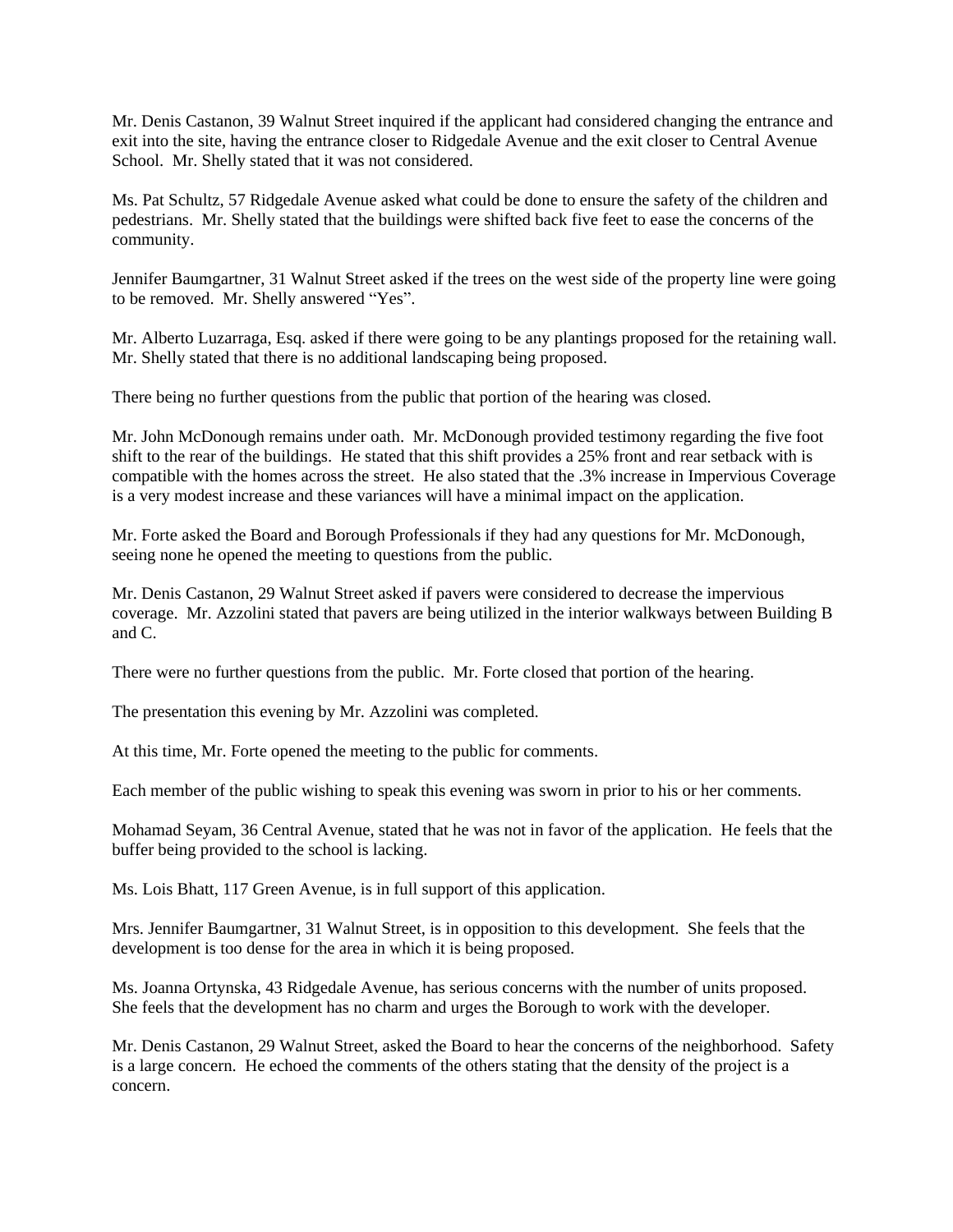Mr. Denis Castanon, 39 Walnut Street inquired if the applicant had considered changing the entrance and exit into the site, having the entrance closer to Ridgedale Avenue and the exit closer to Central Avenue School. Mr. Shelly stated that it was not considered.

Ms. Pat Schultz, 57 Ridgedale Avenue asked what could be done to ensure the safety of the children and pedestrians. Mr. Shelly stated that the buildings were shifted back five feet to ease the concerns of the community.

Jennifer Baumgartner, 31 Walnut Street asked if the trees on the west side of the property line were going to be removed. Mr. Shelly answered "Yes".

Mr. Alberto Luzarraga, Esq. asked if there were going to be any plantings proposed for the retaining wall. Mr. Shelly stated that there is no additional landscaping being proposed.

There being no further questions from the public that portion of the hearing was closed.

Mr. John McDonough remains under oath. Mr. McDonough provided testimony regarding the five foot shift to the rear of the buildings. He stated that this shift provides a 25% front and rear setback with is compatible with the homes across the street. He also stated that the .3% increase in Impervious Coverage is a very modest increase and these variances will have a minimal impact on the application.

Mr. Forte asked the Board and Borough Professionals if they had any questions for Mr. McDonough, seeing none he opened the meeting to questions from the public.

Mr. Denis Castanon, 29 Walnut Street asked if pavers were considered to decrease the impervious coverage. Mr. Azzolini stated that pavers are being utilized in the interior walkways between Building B and C.

There were no further questions from the public. Mr. Forte closed that portion of the hearing.

The presentation this evening by Mr. Azzolini was completed.

At this time, Mr. Forte opened the meeting to the public for comments.

Each member of the public wishing to speak this evening was sworn in prior to his or her comments.

Mohamad Seyam, 36 Central Avenue, stated that he was not in favor of the application. He feels that the buffer being provided to the school is lacking.

Ms. Lois Bhatt, 117 Green Avenue, is in full support of this application.

Mrs. Jennifer Baumgartner, 31 Walnut Street, is in opposition to this development. She feels that the development is too dense for the area in which it is being proposed.

Ms. Joanna Ortynska, 43 Ridgedale Avenue, has serious concerns with the number of units proposed. She feels that the development has no charm and urges the Borough to work with the developer.

Mr. Denis Castanon, 29 Walnut Street, asked the Board to hear the concerns of the neighborhood. Safety is a large concern. He echoed the comments of the others stating that the density of the project is a concern.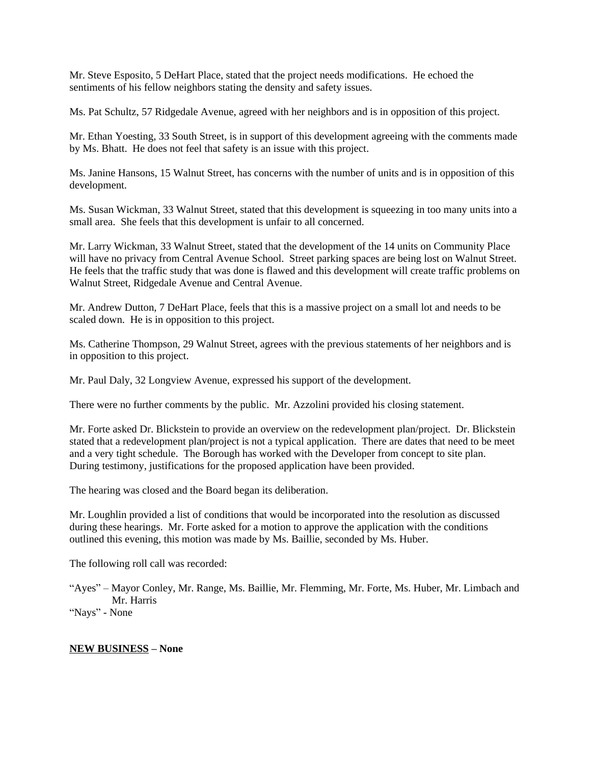Mr. Steve Esposito, 5 DeHart Place, stated that the project needs modifications. He echoed the sentiments of his fellow neighbors stating the density and safety issues.

Ms. Pat Schultz, 57 Ridgedale Avenue, agreed with her neighbors and is in opposition of this project.

Mr. Ethan Yoesting, 33 South Street, is in support of this development agreeing with the comments made by Ms. Bhatt. He does not feel that safety is an issue with this project.

Ms. Janine Hansons, 15 Walnut Street, has concerns with the number of units and is in opposition of this development.

Ms. Susan Wickman, 33 Walnut Street, stated that this development is squeezing in too many units into a small area. She feels that this development is unfair to all concerned.

Mr. Larry Wickman, 33 Walnut Street, stated that the development of the 14 units on Community Place will have no privacy from Central Avenue School. Street parking spaces are being lost on Walnut Street. He feels that the traffic study that was done is flawed and this development will create traffic problems on Walnut Street, Ridgedale Avenue and Central Avenue.

Mr. Andrew Dutton, 7 DeHart Place, feels that this is a massive project on a small lot and needs to be scaled down. He is in opposition to this project.

Ms. Catherine Thompson, 29 Walnut Street, agrees with the previous statements of her neighbors and is in opposition to this project.

Mr. Paul Daly, 32 Longview Avenue, expressed his support of the development.

There were no further comments by the public. Mr. Azzolini provided his closing statement.

Mr. Forte asked Dr. Blickstein to provide an overview on the redevelopment plan/project. Dr. Blickstein stated that a redevelopment plan/project is not a typical application. There are dates that need to be meet and a very tight schedule. The Borough has worked with the Developer from concept to site plan. During testimony, justifications for the proposed application have been provided.

The hearing was closed and the Board began its deliberation.

Mr. Loughlin provided a list of conditions that would be incorporated into the resolution as discussed during these hearings. Mr. Forte asked for a motion to approve the application with the conditions outlined this evening, this motion was made by Ms. Baillie, seconded by Ms. Huber.

The following roll call was recorded:

"Ayes" – Mayor Conley, Mr. Range, Ms. Baillie, Mr. Flemming, Mr. Forte, Ms. Huber, Mr. Limbach and Mr. Harris
"Nays" - None

**NEW BUSINESS – None**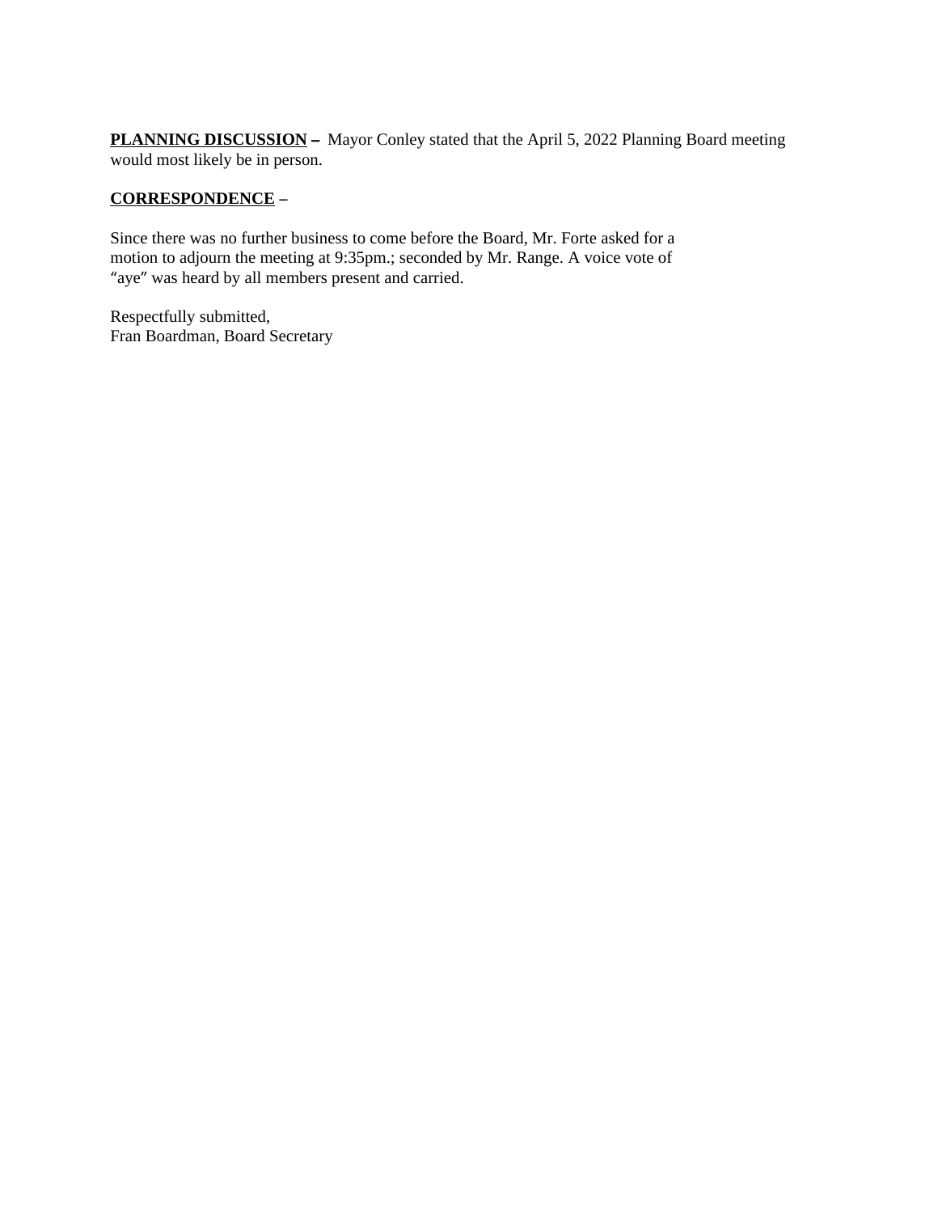**PLANNING DISCUSSION –** Mayor Conley stated that the April 5, 2022 Planning Board meeting would most likely be in person.

**CORRESPONDENCE –**

Since there was no further business to come before the Board, Mr. Forte asked for a motion to adjourn the meeting at 9:35pm.; seconded by Mr. Range. A voice vote of "aye" was heard by all members present and carried.

Respectfully submitted,
Fran Boardman, Board Secretary